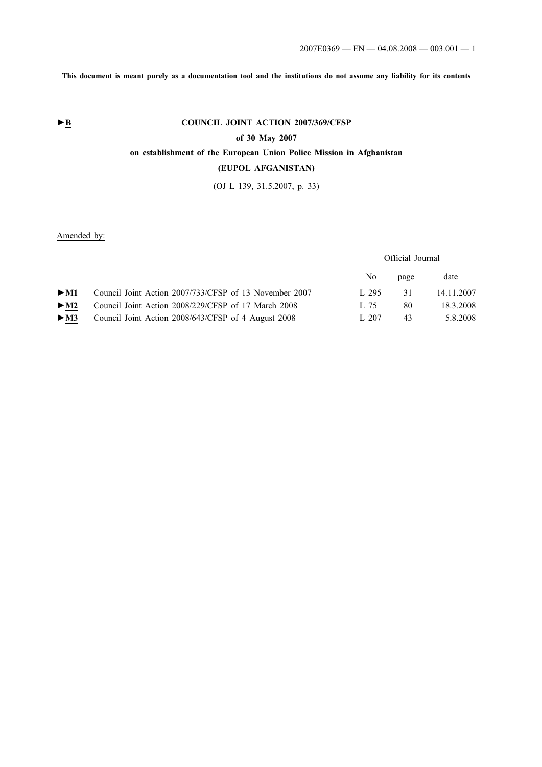This document is meant purely as a documentation tool and the institutions do not assume any liability for its contents

►B

# COUNCIL JOINT ACTION 2007/369/CFSP

## of 30 May 2007

## on establishment of the European Union Police Mission in Afghanistan

## (EUPOL AFGANISTAN)

(OJ L 139, 31.5.2007, p. 33)

Amended by:

| | | Official Journal | | |
|---|---|---|---|---|
| | | No | page | date |
| ►M1 | Council Joint Action 2007/733/CFSP of 13 November 2007 | L 295 | 31 | 14.11.2007 |
| ►M2 | Council Joint Action 2008/229/CFSP of 17 March 2008 | L 75 | 80 | 18.3.2008 |
| ►M3 | Council Joint Action 2008/643/CFSP of 4 August 2008 | L 207 | 43 | 5.8.2008 |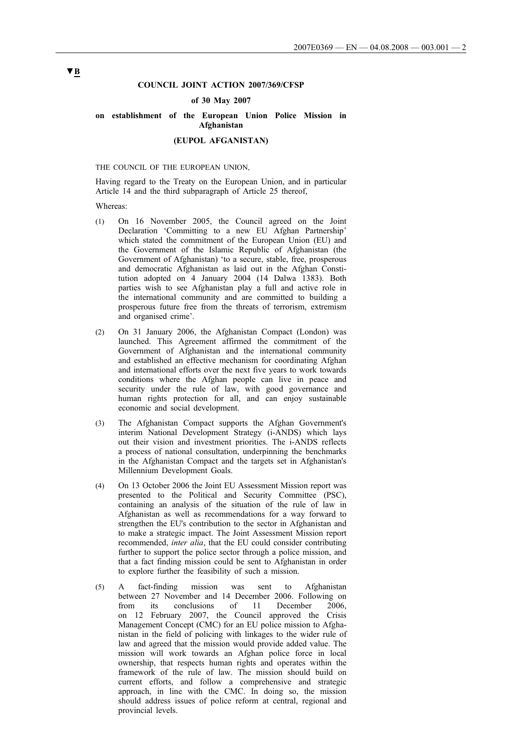▼B

**COUNCIL JOINT ACTION 2007/369/CFSP**

**of 30 May 2007**

**on establishment of the European Union Police Mission in Afghanistan**

**(EUPOL AFGANISTAN)**

THE COUNCIL OF THE EUROPEAN UNION,

Having regard to the Treaty on the European Union, and in particular Article 14 and the third subparagraph of Article 25 thereof,

Whereas:

(1) On 16 November 2005, the Council agreed on the Joint Declaration 'Committing to a new EU Afghan Partnership' which stated the commitment of the European Union (EU) and the Government of the Islamic Republic of Afghanistan (the Government of Afghanistan) 'to a secure, stable, free, prosperous and democratic Afghanistan as laid out in the Afghan Constitution adopted on 4 January 2004 (14 Dalwa 1383). Both parties wish to see Afghanistan play a full and active role in the international community and are committed to building a prosperous future free from the threats of terrorism, extremism and organised crime'.

(2) On 31 January 2006, the Afghanistan Compact (London) was launched. This Agreement affirmed the commitment of the Government of Afghanistan and the international community and established an effective mechanism for coordinating Afghan and international efforts over the next five years to work towards conditions where the Afghan people can live in peace and security under the rule of law, with good governance and human rights protection for all, and can enjoy sustainable economic and social development.

(3) The Afghanistan Compact supports the Afghan Government's interim National Development Strategy (i-ANDS) which lays out their vision and investment priorities. The i-ANDS reflects a process of national consultation, underpinning the benchmarks in the Afghanistan Compact and the targets set in Afghanistan's Millennium Development Goals.

(4) On 13 October 2006 the Joint EU Assessment Mission report was presented to the Political and Security Committee (PSC), containing an analysis of the situation of the rule of law in Afghanistan as well as recommendations for a way forward to strengthen the EU's contribution to the sector in Afghanistan and to make a strategic impact. The Joint Assessment Mission report recommended, *inter alia*, that the EU could consider contributing further to support the police sector through a police mission, and that a fact finding mission could be sent to Afghanistan in order to explore further the feasibility of such a mission.

(5) A fact-finding mission was sent to Afghanistan between 27 November and 14 December 2006. Following on from its conclusions of 11 December 2006, on 12 February 2007, the Council approved the Crisis Management Concept (CMC) for an EU police mission to Afghanistan in the field of policing with linkages to the wider rule of law and agreed that the mission would provide added value. The mission will work towards an Afghan police force in local ownership, that respects human rights and operates within the framework of the rule of law. The mission should build on current efforts, and follow a comprehensive and strategic approach, in line with the CMC. In doing so, the mission should address issues of police reform at central, regional and provincial levels.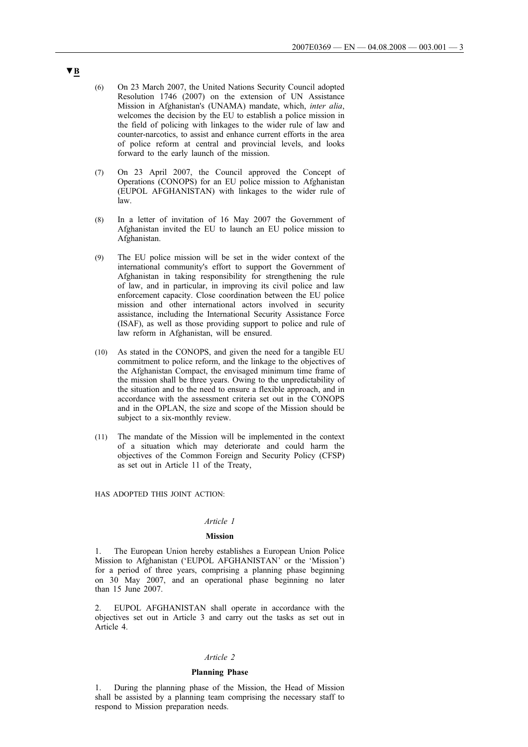▼B

(6) On 23 March 2007, the United Nations Security Council adopted Resolution 1746 (2007) on the extension of UN Assistance Mission in Afghanistan's (UNAMA) mandate, which, *inter alia*, welcomes the decision by the EU to establish a police mission in the field of policing with linkages to the wider rule of law and counter-narcotics, to assist and enhance current efforts in the area of police reform at central and provincial levels, and looks forward to the early launch of the mission.

(7) On 23 April 2007, the Council approved the Concept of Operations (CONOPS) for an EU police mission to Afghanistan (EUPOL AFGHANISTAN) with linkages to the wider rule of law.

(8) In a letter of invitation of 16 May 2007 the Government of Afghanistan invited the EU to launch an EU police mission to Afghanistan.

(9) The EU police mission will be set in the wider context of the international community's effort to support the Government of Afghanistan in taking responsibility for strengthening the rule of law, and in particular, in improving its civil police and law enforcement capacity. Close coordination between the EU police mission and other international actors involved in security assistance, including the International Security Assistance Force (ISAF), as well as those providing support to police and rule of law reform in Afghanistan, will be ensured.

(10) As stated in the CONOPS, and given the need for a tangible EU commitment to police reform, and the linkage to the objectives of the Afghanistan Compact, the envisaged minimum time frame of the mission shall be three years. Owing to the unpredictability of the situation and to the need to ensure a flexible approach, and in accordance with the assessment criteria set out in the CONOPS and in the OPLAN, the size and scope of the Mission should be subject to a six-monthly review.

(11) The mandate of the Mission will be implemented in the context of a situation which may deteriorate and could harm the objectives of the Common Foreign and Security Policy (CFSP) as set out in Article 11 of the Treaty,

HAS ADOPTED THIS JOINT ACTION:

*Article 1*

**Mission**

1. The European Union hereby establishes a European Union Police Mission to Afghanistan ('EUPOL AFGHANISTAN' or the 'Mission') for a period of three years, comprising a planning phase beginning on 30 May 2007, and an operational phase beginning no later than 15 June 2007.

2. EUPOL AFGHANISTAN shall operate in accordance with the objectives set out in Article 3 and carry out the tasks as set out in Article 4.

*Article 2*

**Planning Phase**

1. During the planning phase of the Mission, the Head of Mission shall be assisted by a planning team comprising the necessary staff to respond to Mission preparation needs.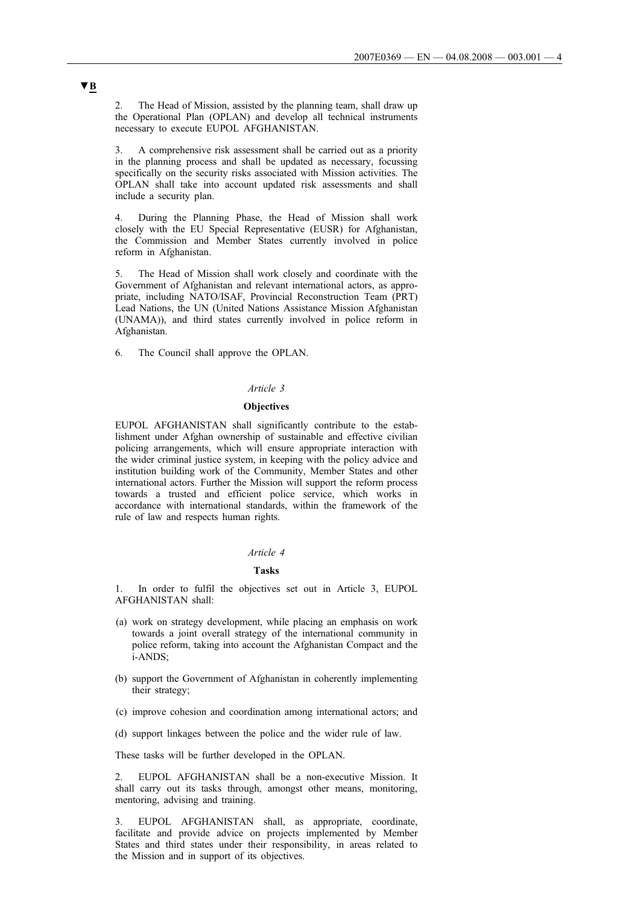▼B

2. The Head of Mission, assisted by the planning team, shall draw up the Operational Plan (OPLAN) and develop all technical instruments necessary to execute EUPOL AFGHANISTAN.

3. A comprehensive risk assessment shall be carried out as a priority in the planning process and shall be updated as necessary, focussing specifically on the security risks associated with Mission activities. The OPLAN shall take into account updated risk assessments and shall include a security plan.

4. During the Planning Phase, the Head of Mission shall work closely with the EU Special Representative (EUSR) for Afghanistan, the Commission and Member States currently involved in police reform in Afghanistan.

5. The Head of Mission shall work closely and coordinate with the Government of Afghanistan and relevant international actors, as appropriate, including NATO/ISAF, Provincial Reconstruction Team (PRT) Lead Nations, the UN (United Nations Assistance Mission Afghanistan (UNAMA)), and third states currently involved in police reform in Afghanistan.

6. The Council shall approve the OPLAN.

*Article 3*

**Objectives**

EUPOL AFGHANISTAN shall significantly contribute to the establishment under Afghan ownership of sustainable and effective civilian policing arrangements, which will ensure appropriate interaction with the wider criminal justice system, in keeping with the policy advice and institution building work of the Community, Member States and other international actors. Further the Mission will support the reform process towards a trusted and efficient police service, which works in accordance with international standards, within the framework of the rule of law and respects human rights.

*Article 4*

**Tasks**

1. In order to fulfil the objectives set out in Article 3, EUPOL AFGHANISTAN shall:

(a) work on strategy development, while placing an emphasis on work towards a joint overall strategy of the international community in police reform, taking into account the Afghanistan Compact and the i-ANDS;

(b) support the Government of Afghanistan in coherently implementing their strategy;

(c) improve cohesion and coordination among international actors; and

(d) support linkages between the police and the wider rule of law.

These tasks will be further developed in the OPLAN.

2. EUPOL AFGHANISTAN shall be a non-executive Mission. It shall carry out its tasks through, amongst other means, monitoring, mentoring, advising and training.

3. EUPOL AFGHANISTAN shall, as appropriate, coordinate, facilitate and provide advice on projects implemented by Member States and third states under their responsibility, in areas related to the Mission and in support of its objectives.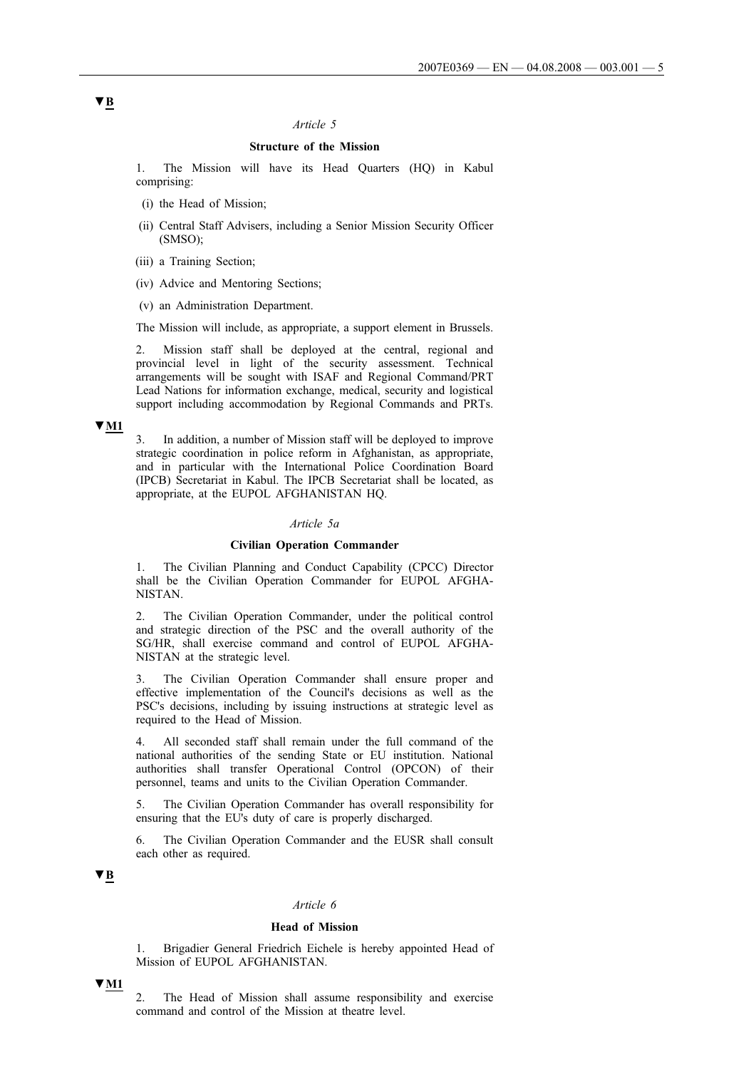▼B

*Article 5*

**Structure of the Mission**

1. The Mission will have its Head Quarters (HQ) in Kabul comprising:

(i) the Head of Mission;

(ii) Central Staff Advisers, including a Senior Mission Security Officer (SMSO);

(iii) a Training Section;

(iv) Advice and Mentoring Sections;

(v) an Administration Department.

The Mission will include, as appropriate, a support element in Brussels.

2. Mission staff shall be deployed at the central, regional and provincial level in light of the security assessment. Technical arrangements will be sought with ISAF and Regional Command/PRT Lead Nations for information exchange, medical, security and logistical support including accommodation by Regional Commands and PRTs.

▼M1

3. In addition, a number of Mission staff will be deployed to improve strategic coordination in police reform in Afghanistan, as appropriate, and in particular with the International Police Coordination Board (IPCB) Secretariat in Kabul. The IPCB Secretariat shall be located, as appropriate, at the EUPOL AFGHANISTAN HQ.

*Article 5a*

**Civilian Operation Commander**

1. The Civilian Planning and Conduct Capability (CPCC) Director shall be the Civilian Operation Commander for EUPOL AFGHANISTAN.

2. The Civilian Operation Commander, under the political control and strategic direction of the PSC and the overall authority of the SG/HR, shall exercise command and control of EUPOL AFGHANISTAN at the strategic level.

3. The Civilian Operation Commander shall ensure proper and effective implementation of the Council's decisions as well as the PSC's decisions, including by issuing instructions at strategic level as required to the Head of Mission.

4. All seconded staff shall remain under the full command of the national authorities of the sending State or EU institution. National authorities shall transfer Operational Control (OPCON) of their personnel, teams and units to the Civilian Operation Commander.

5. The Civilian Operation Commander has overall responsibility for ensuring that the EU's duty of care is properly discharged.

6. The Civilian Operation Commander and the EUSR shall consult each other as required.

▼B

*Article 6*

**Head of Mission**

1. Brigadier General Friedrich Eichele is hereby appointed Head of Mission of EUPOL AFGHANISTAN.

▼M1

2. The Head of Mission shall assume responsibility and exercise command and control of the Mission at theatre level.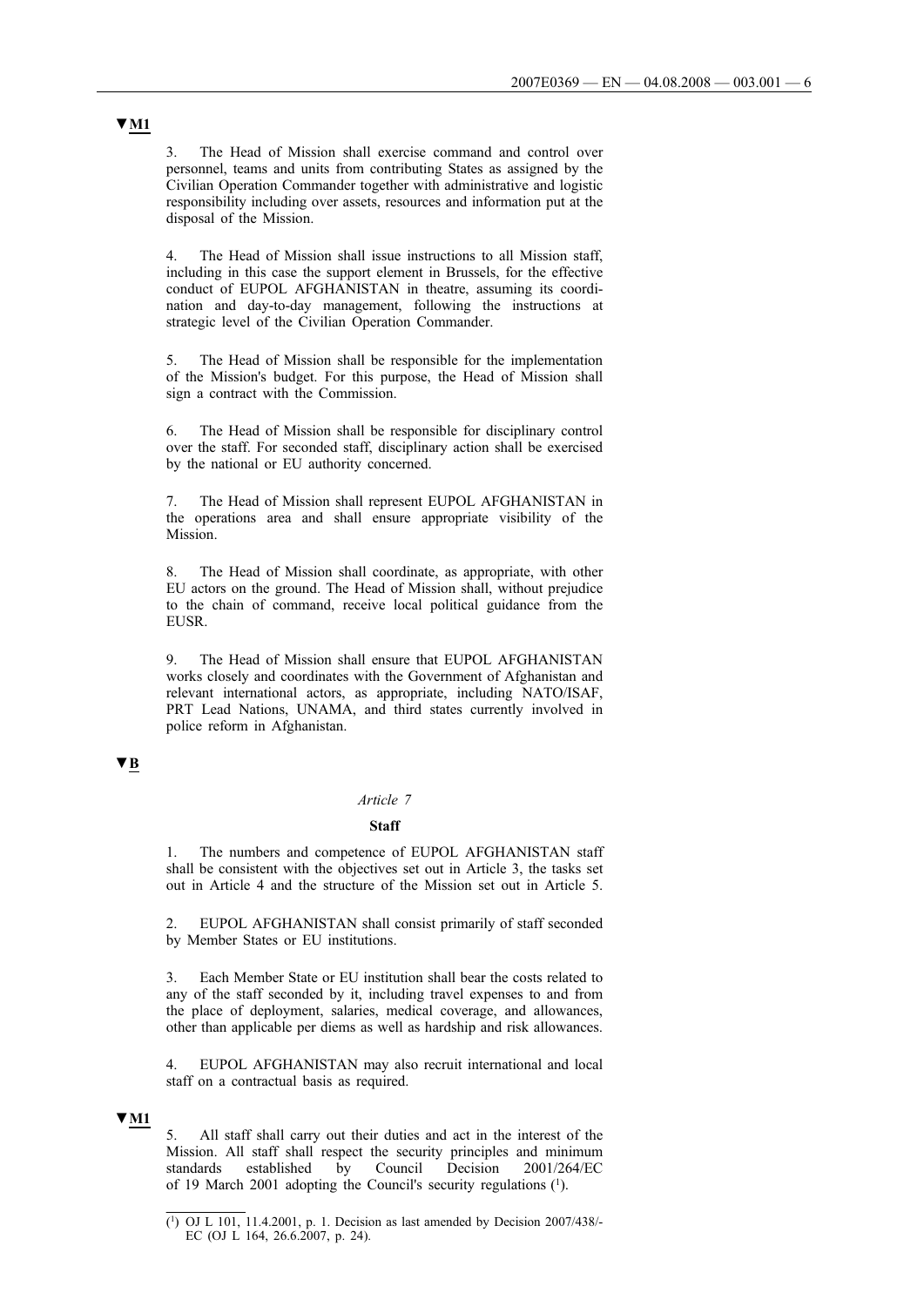▼M1

3. The Head of Mission shall exercise command and control over personnel, teams and units from contributing States as assigned by the Civilian Operation Commander together with administrative and logistic responsibility including over assets, resources and information put at the disposal of the Mission.

4. The Head of Mission shall issue instructions to all Mission staff, including in this case the support element in Brussels, for the effective conduct of EUPOL AFGHANISTAN in theatre, assuming its coordination and day-to-day management, following the instructions at strategic level of the Civilian Operation Commander.

5. The Head of Mission shall be responsible for the implementation of the Mission's budget. For this purpose, the Head of Mission shall sign a contract with the Commission.

6. The Head of Mission shall be responsible for disciplinary control over the staff. For seconded staff, disciplinary action shall be exercised by the national or EU authority concerned.

7. The Head of Mission shall represent EUPOL AFGHANISTAN in the operations area and shall ensure appropriate visibility of the Mission.

8. The Head of Mission shall coordinate, as appropriate, with other EU actors on the ground. The Head of Mission shall, without prejudice to the chain of command, receive local political guidance from the EUSR.

9. The Head of Mission shall ensure that EUPOL AFGHANISTAN works closely and coordinates with the Government of Afghanistan and relevant international actors, as appropriate, including NATO/ISAF, PRT Lead Nations, UNAMA, and third states currently involved in police reform in Afghanistan.

▼B

*Article 7*

**Staff**

1. The numbers and competence of EUPOL AFGHANISTAN staff shall be consistent with the objectives set out in Article 3, the tasks set out in Article 4 and the structure of the Mission set out in Article 5.

2. EUPOL AFGHANISTAN shall consist primarily of staff seconded by Member States or EU institutions.

3. Each Member State or EU institution shall bear the costs related to any of the staff seconded by it, including travel expenses to and from the place of deployment, salaries, medical coverage, and allowances, other than applicable per diems as well as hardship and risk allowances.

4. EUPOL AFGHANISTAN may also recruit international and local staff on a contractual basis as required.

▼M1

5. All staff shall carry out their duties and act in the interest of the Mission. All staff shall respect the security principles and minimum standards established by Council Decision 2001/264/EC of 19 March 2001 adopting the Council's security regulations [1].

---

[1] OJ L 101, 11.4.2001, p. 1. Decision as last amended by Decision 2007/438/-EC (OJ L 164, 26.6.2007, p. 24).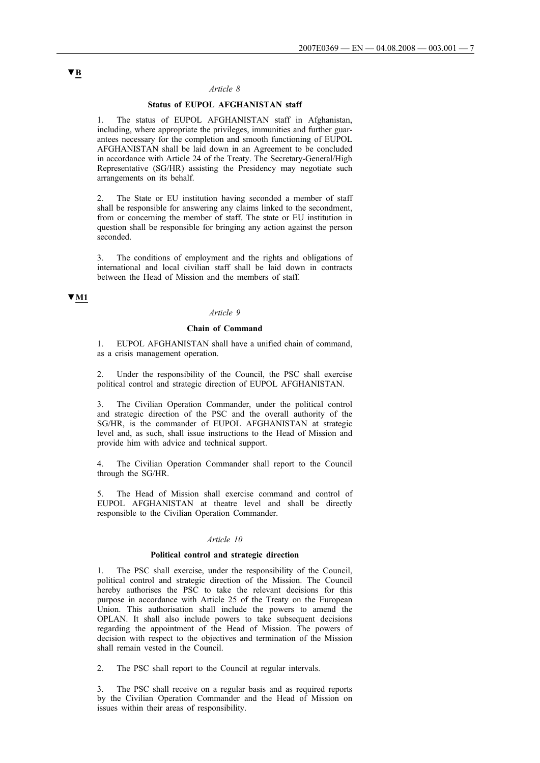▼B

*Article 8*

**Status of EUPOL AFGHANISTAN staff**

1. The status of EUPOL AFGHANISTAN staff in Afghanistan, including, where appropriate the privileges, immunities and further guarantees necessary for the completion and smooth functioning of EUPOL AFGHANISTAN shall be laid down in an Agreement to be concluded in accordance with Article 24 of the Treaty. The Secretary-General/High Representative (SG/HR) assisting the Presidency may negotiate such arrangements on its behalf.

2. The State or EU institution having seconded a member of staff shall be responsible for answering any claims linked to the secondment, from or concerning the member of staff. The state or EU institution in question shall be responsible for bringing any action against the person seconded.

3. The conditions of employment and the rights and obligations of international and local civilian staff shall be laid down in contracts between the Head of Mission and the members of staff.

▼M1

*Article 9*

**Chain of Command**

1. EUPOL AFGHANISTAN shall have a unified chain of command, as a crisis management operation.

2. Under the responsibility of the Council, the PSC shall exercise political control and strategic direction of EUPOL AFGHANISTAN.

3. The Civilian Operation Commander, under the political control and strategic direction of the PSC and the overall authority of the SG/HR, is the commander of EUPOL AFGHANISTAN at strategic level and, as such, shall issue instructions to the Head of Mission and provide him with advice and technical support.

4. The Civilian Operation Commander shall report to the Council through the SG/HR.

5. The Head of Mission shall exercise command and control of EUPOL AFGHANISTAN at theatre level and shall be directly responsible to the Civilian Operation Commander.

*Article 10*

**Political control and strategic direction**

1. The PSC shall exercise, under the responsibility of the Council, political control and strategic direction of the Mission. The Council hereby authorises the PSC to take the relevant decisions for this purpose in accordance with Article 25 of the Treaty on the European Union. This authorisation shall include the powers to amend the OPLAN. It shall also include powers to take subsequent decisions regarding the appointment of the Head of Mission. The powers of decision with respect to the objectives and termination of the Mission shall remain vested in the Council.

2. The PSC shall report to the Council at regular intervals.

3. The PSC shall receive on a regular basis and as required reports by the Civilian Operation Commander and the Head of Mission on issues within their areas of responsibility.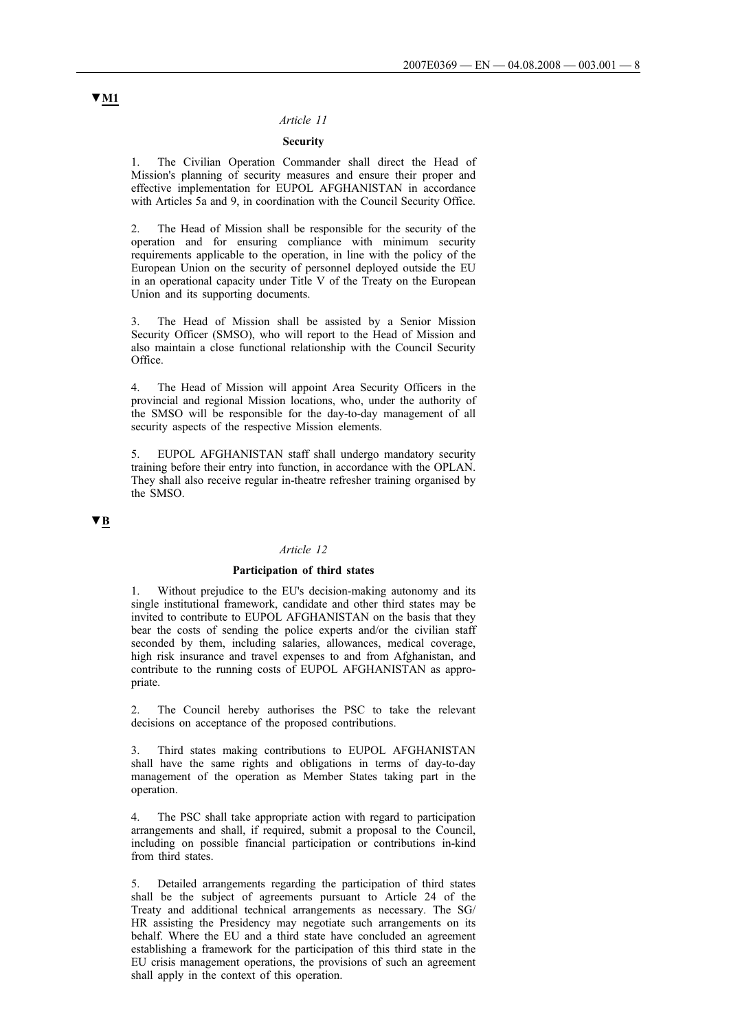▼M1

*Article 11*

**Security**

1. The Civilian Operation Commander shall direct the Head of Mission's planning of security measures and ensure their proper and effective implementation for EUPOL AFGHANISTAN in accordance with Articles 5a and 9, in coordination with the Council Security Office.

2. The Head of Mission shall be responsible for the security of the operation and for ensuring compliance with minimum security requirements applicable to the operation, in line with the policy of the European Union on the security of personnel deployed outside the EU in an operational capacity under Title V of the Treaty on the European Union and its supporting documents.

3. The Head of Mission shall be assisted by a Senior Mission Security Officer (SMSO), who will report to the Head of Mission and also maintain a close functional relationship with the Council Security Office.

4. The Head of Mission will appoint Area Security Officers in the provincial and regional Mission locations, who, under the authority of the SMSO will be responsible for the day-to-day management of all security aspects of the respective Mission elements.

5. EUPOL AFGHANISTAN staff shall undergo mandatory security training before their entry into function, in accordance with the OPLAN. They shall also receive regular in-theatre refresher training organised by the SMSO.

▼B

*Article 12*

**Participation of third states**

1. Without prejudice to the EU's decision-making autonomy and its single institutional framework, candidate and other third states may be invited to contribute to EUPOL AFGHANISTAN on the basis that they bear the costs of sending the police experts and/or the civilian staff seconded by them, including salaries, allowances, medical coverage, high risk insurance and travel expenses to and from Afghanistan, and contribute to the running costs of EUPOL AFGHANISTAN as appropriate.

2. The Council hereby authorises the PSC to take the relevant decisions on acceptance of the proposed contributions.

3. Third states making contributions to EUPOL AFGHANISTAN shall have the same rights and obligations in terms of day-to-day management of the operation as Member States taking part in the operation.

4. The PSC shall take appropriate action with regard to participation arrangements and shall, if required, submit a proposal to the Council, including on possible financial participation or contributions in-kind from third states.

5. Detailed arrangements regarding the participation of third states shall be the subject of agreements pursuant to Article 24 of the Treaty and additional technical arrangements as necessary. The SG/HR assisting the Presidency may negotiate such arrangements on its behalf. Where the EU and a third state have concluded an agreement establishing a framework for the participation of this third state in the EU crisis management operations, the provisions of such an agreement shall apply in the context of this operation.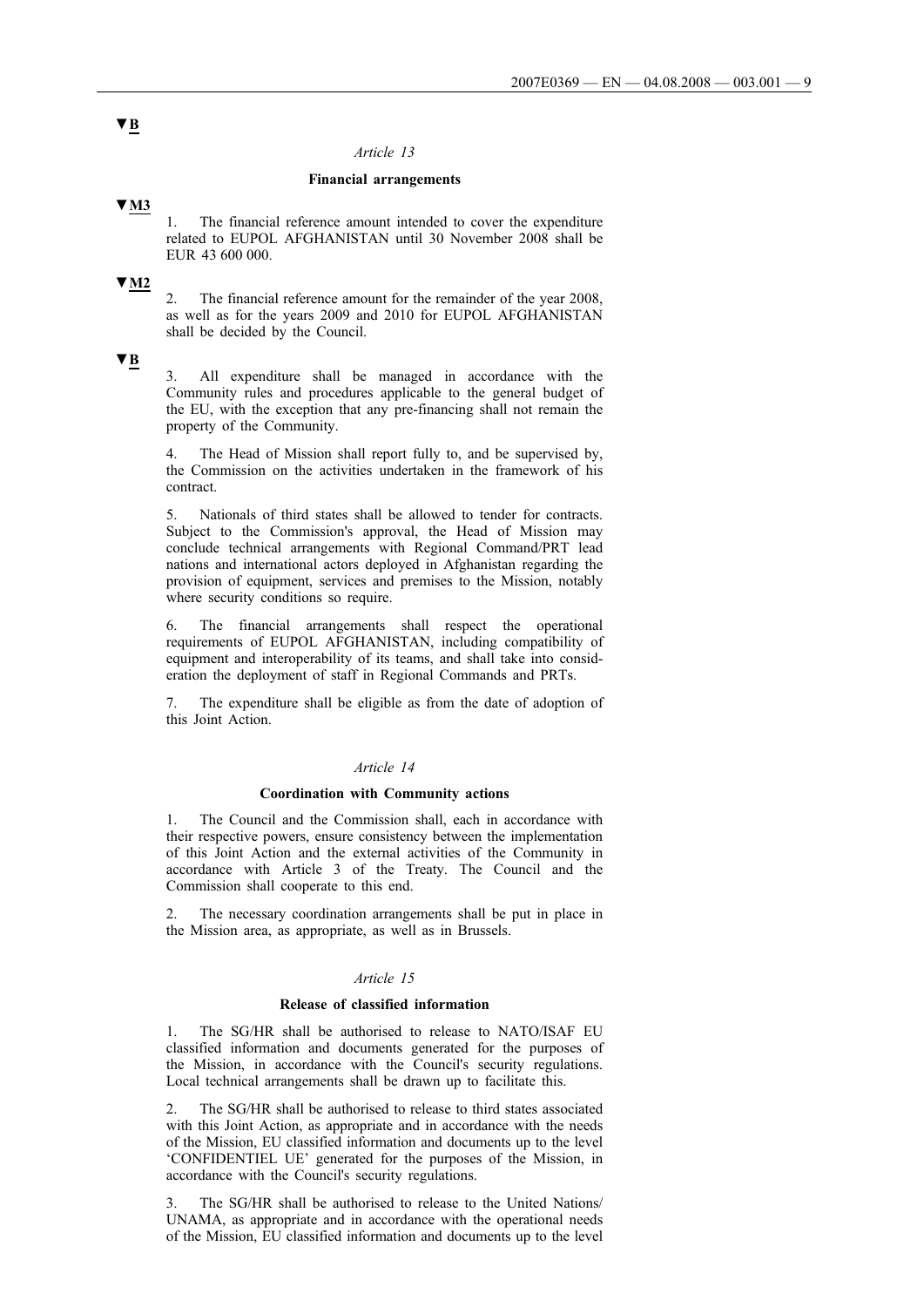▼B

*Article 13*

**Financial arrangements**

▼M3

1. The financial reference amount intended to cover the expenditure related to EUPOL AFGHANISTAN until 30 November 2008 shall be EUR 43 600 000.

▼M2

2. The financial reference amount for the remainder of the year 2008, as well as for the years 2009 and 2010 for EUPOL AFGHANISTAN shall be decided by the Council.

▼B

3. All expenditure shall be managed in accordance with the Community rules and procedures applicable to the general budget of the EU, with the exception that any pre-financing shall not remain the property of the Community.

4. The Head of Mission shall report fully to, and be supervised by, the Commission on the activities undertaken in the framework of his contract.

5. Nationals of third states shall be allowed to tender for contracts. Subject to the Commission's approval, the Head of Mission may conclude technical arrangements with Regional Command/PRT lead nations and international actors deployed in Afghanistan regarding the provision of equipment, services and premises to the Mission, notably where security conditions so require.

6. The financial arrangements shall respect the operational requirements of EUPOL AFGHANISTAN, including compatibility of equipment and interoperability of its teams, and shall take into consideration the deployment of staff in Regional Commands and PRTs.

7. The expenditure shall be eligible as from the date of adoption of this Joint Action.

*Article 14*

**Coordination with Community actions**

1. The Council and the Commission shall, each in accordance with their respective powers, ensure consistency between the implementation of this Joint Action and the external activities of the Community in accordance with Article 3 of the Treaty. The Council and the Commission shall cooperate to this end.

2. The necessary coordination arrangements shall be put in place in the Mission area, as appropriate, as well as in Brussels.

*Article 15*

**Release of classified information**

1. The SG/HR shall be authorised to release to NATO/ISAF EU classified information and documents generated for the purposes of the Mission, in accordance with the Council's security regulations. Local technical arrangements shall be drawn up to facilitate this.

2. The SG/HR shall be authorised to release to third states associated with this Joint Action, as appropriate and in accordance with the needs of the Mission, EU classified information and documents up to the level 'CONFIDENTIEL UE' generated for the purposes of the Mission, in accordance with the Council's security regulations.

3. The SG/HR shall be authorised to release to the United Nations/ UNAMA, as appropriate and in accordance with the operational needs of the Mission, EU classified information and documents up to the level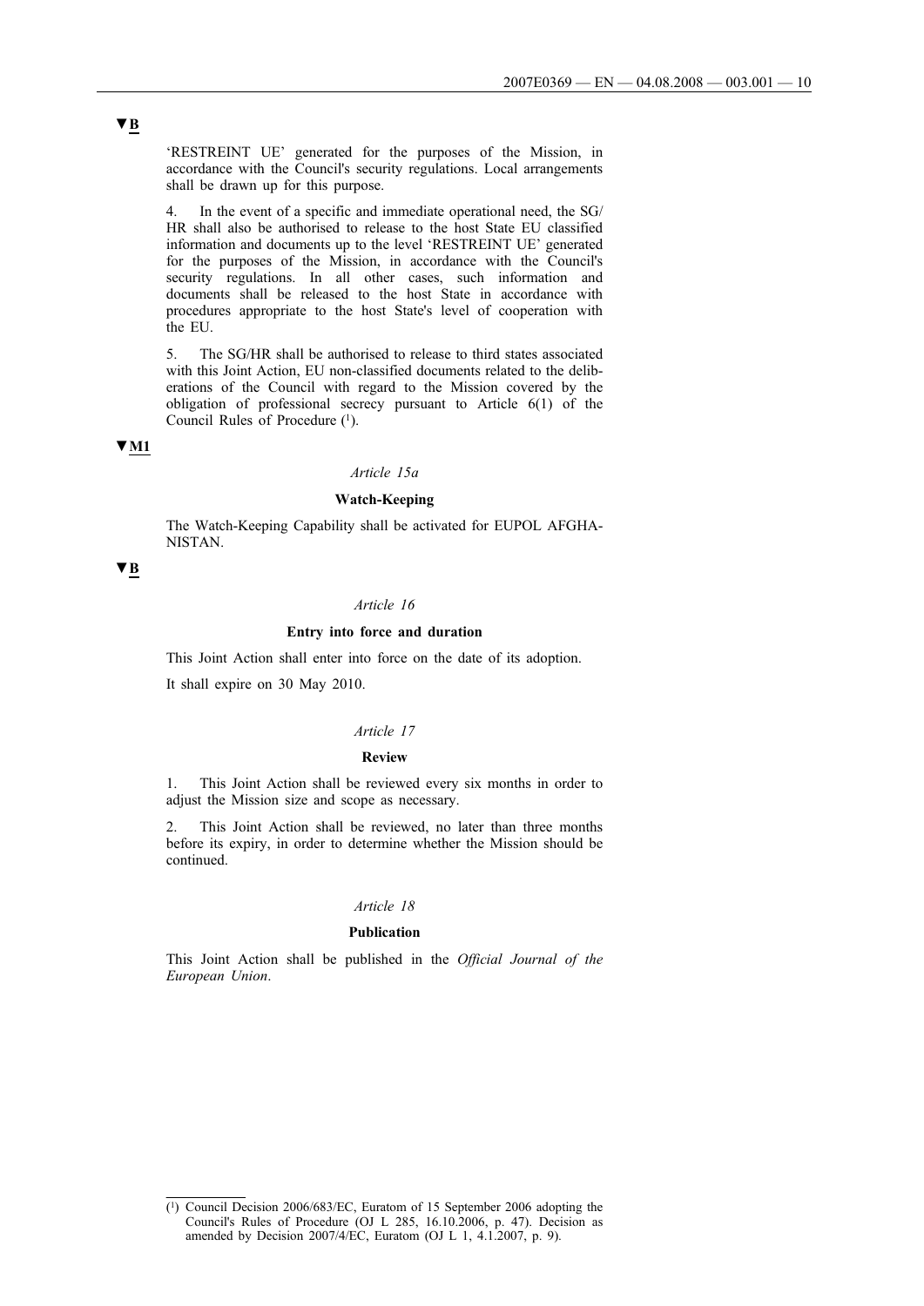▼B

'RESTREINT UE' generated for the purposes of the Mission, in accordance with the Council's security regulations. Local arrangements shall be drawn up for this purpose.

4. In the event of a specific and immediate operational need, the SG/HR shall also be authorised to release to the host State EU classified information and documents up to the level 'RESTREINT UE' generated for the purposes of the Mission, in accordance with the Council's security regulations. In all other cases, such information and documents shall be released to the host State in accordance with procedures appropriate to the host State's level of cooperation with the EU.

5. The SG/HR shall be authorised to release to third states associated with this Joint Action, EU non-classified documents related to the deliberations of the Council with regard to the Mission covered by the obligation of professional secrecy pursuant to Article 6(1) of the Council Rules of Procedure [1].

▼M1

*Article 15a*

**Watch-Keeping**

The Watch-Keeping Capability shall be activated for EUPOL AFGHANISTAN.

▼B

*Article 16*

**Entry into force and duration**

This Joint Action shall enter into force on the date of its adoption.

It shall expire on 30 May 2010.

*Article 17*

**Review**

1. This Joint Action shall be reviewed every six months in order to adjust the Mission size and scope as necessary.

2. This Joint Action shall be reviewed, no later than three months before its expiry, in order to determine whether the Mission should be continued.

*Article 18*

**Publication**

This Joint Action shall be published in the *Official Journal of the European Union*.

---

[1] Council Decision 2006/683/EC, Euratom of 15 September 2006 adopting the Council's Rules of Procedure (OJ L 285, 16.10.2006, p. 47). Decision as amended by Decision 2007/4/EC, Euratom (OJ L 1, 4.1.2007, p. 9).